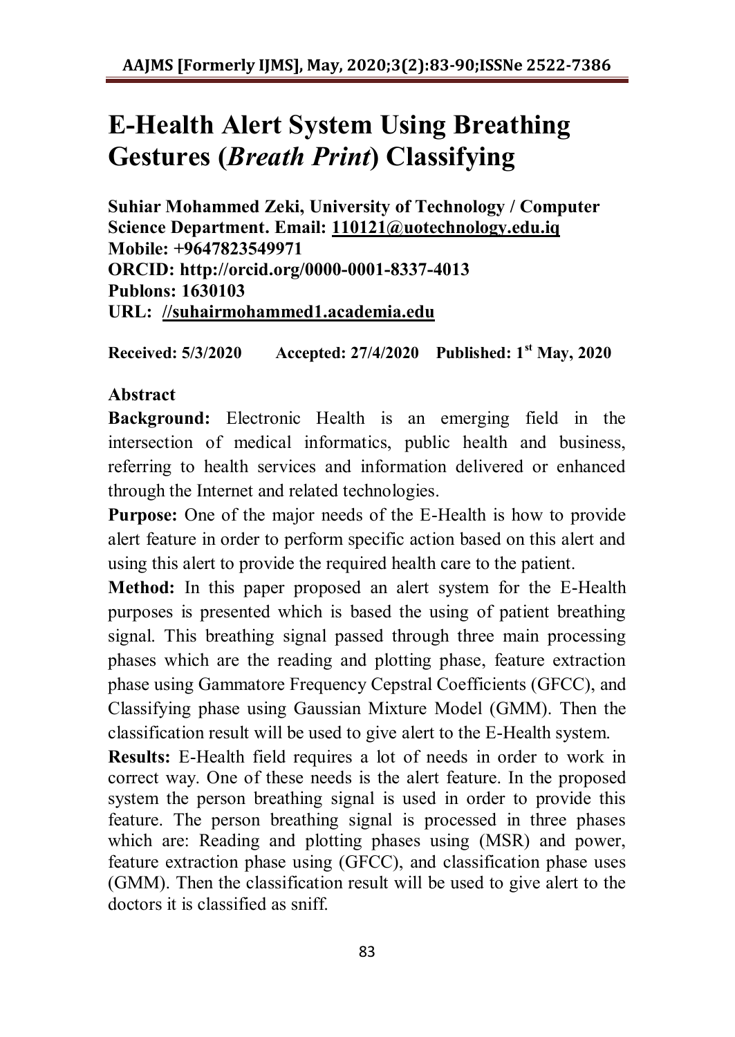# E-Health Alert System Using Breathing Gestures (*Breath Print*) Classifying

**Suhiar Mohammed Zeki, University of Technology / Computer Science Department. Email: 110121@uotechnology.edu.iq**
**Mobile: +9647823549971**
**ORCID: http://orcid.org/0000-0001-8337-4013**
**Publons: 1630103**
**URL: //suhairmohammed1.academia.edu**

**Received: 5/3/2020 Accepted: 27/4/2020 Published: 1st May, 2020**

## Abstract

**Background:** Electronic Health is an emerging field in the intersection of medical informatics, public health and business, referring to health services and information delivered or enhanced through the Internet and related technologies.

**Purpose:** One of the major needs of the E-Health is how to provide alert feature in order to perform specific action based on this alert and using this alert to provide the required health care to the patient.

**Method:** In this paper proposed an alert system for the E-Health purposes is presented which is based the using of patient breathing signal. This breathing signal passed through three main processing phases which are the reading and plotting phase, feature extraction phase using Gammatore Frequency Cepstral Coefficients (GFCC), and Classifying phase using Gaussian Mixture Model (GMM). Then the classification result will be used to give alert to the E-Health system.

**Results:** E-Health field requires a lot of needs in order to work in correct way. One of these needs is the alert feature. In the proposed system the person breathing signal is used in order to provide this feature. The person breathing signal is processed in three phases which are: Reading and plotting phases using (MSR) and power, feature extraction phase using (GFCC), and classification phase uses (GMM). Then the classification result will be used to give alert to the doctors it is classified as sniff.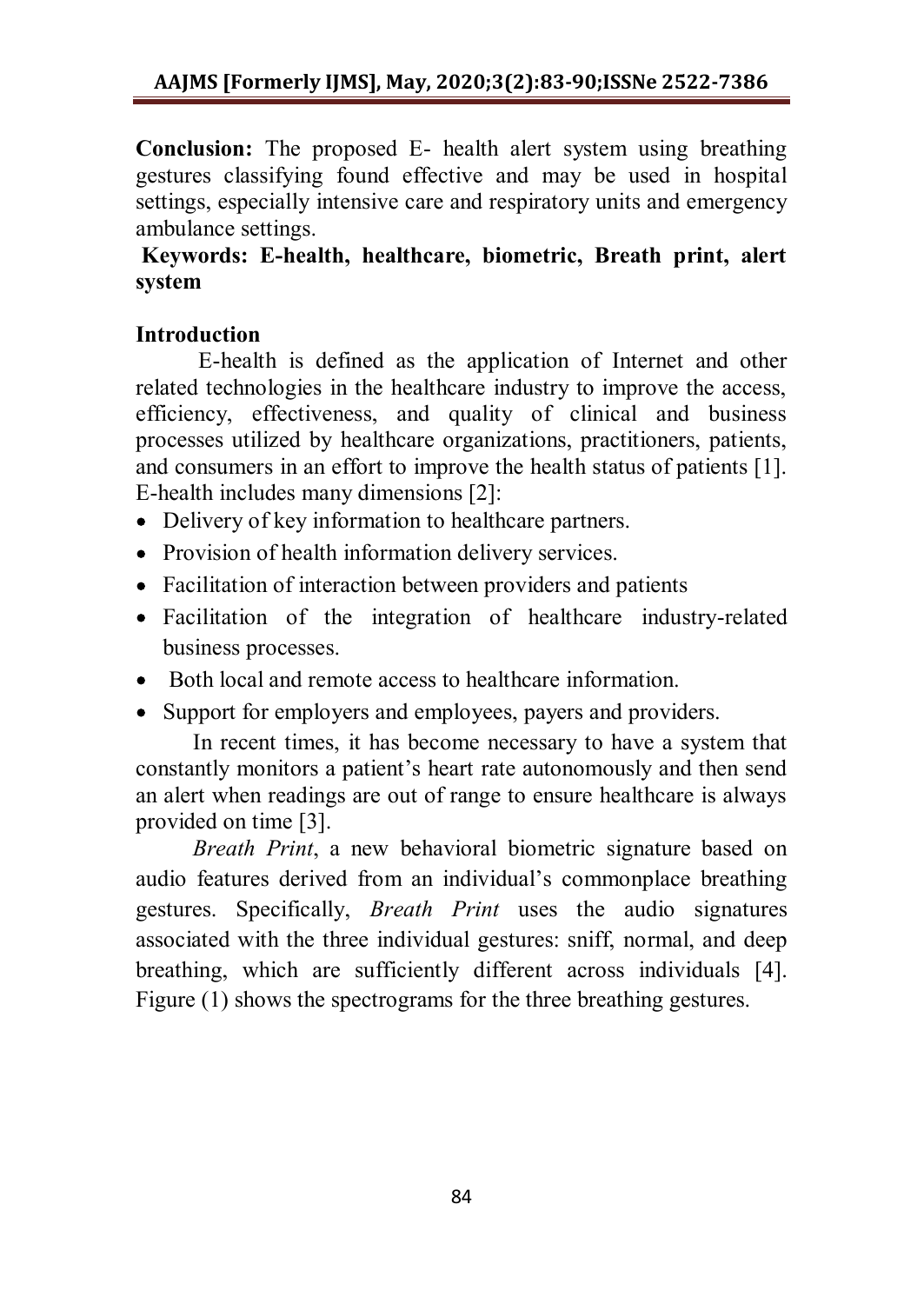**Conclusion:** The proposed E- health alert system using breathing gestures classifying found effective and may be used in hospital settings, especially intensive care and respiratory units and emergency ambulance settings.

**Keywords: E-health, healthcare, biometric, Breath print, alert system**

## Introduction

E-health is defined as the application of Internet and other related technologies in the healthcare industry to improve the access, efficiency, effectiveness, and quality of clinical and business processes utilized by healthcare organizations, practitioners, patients, and consumers in an effort to improve the health status of patients [1]. E-health includes many dimensions [2]:

- Delivery of key information to healthcare partners.
- Provision of health information delivery services.
- Facilitation of interaction between providers and patients
- Facilitation of the integration of healthcare industry-related business processes.
- Both local and remote access to healthcare information.
- Support for employers and employees, payers and providers.

In recent times, it has become necessary to have a system that constantly monitors a patient's heart rate autonomously and then send an alert when readings are out of range to ensure healthcare is always provided on time [3].

*Breath Print*, a new behavioral biometric signature based on audio features derived from an individual's commonplace breathing gestures. Specifically, *Breath Print* uses the audio signatures associated with the three individual gestures: sniff, normal, and deep breathing, which are sufficiently different across individuals [4]. Figure (1) shows the spectrograms for the three breathing gestures.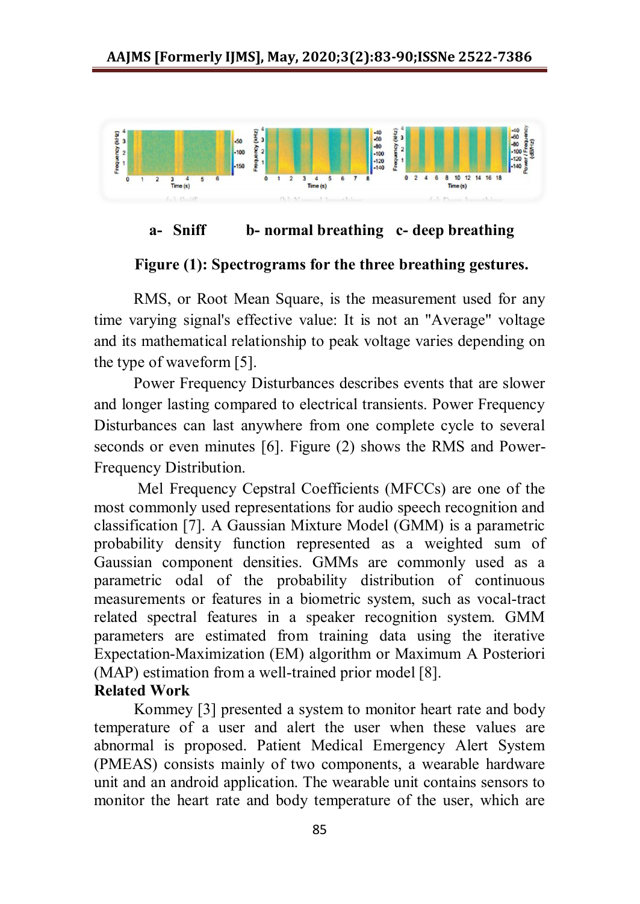a- Sniff b- normal breathing c- deep breathing

**Figure (1): Spectrograms for the three breathing gestures.**

RMS, or Root Mean Square, is the measurement used for any time varying signal's effective value: It is not an "Average" voltage and its mathematical relationship to peak voltage varies depending on the type of waveform [5].

Power Frequency Disturbances describes events that are slower and longer lasting compared to electrical transients. Power Frequency Disturbances can last anywhere from one complete cycle to several seconds or even minutes [6]. Figure (2) shows the RMS and Power-Frequency Distribution.

Mel Frequency Cepstral Coefficients (MFCCs) are one of the most commonly used representations for audio speech recognition and classification [7]. A Gaussian Mixture Model (GMM) is a parametric probability density function represented as a weighted sum of Gaussian component densities. GMMs are commonly used as a parametric odal of the probability distribution of continuous measurements or features in a biometric system, such as vocal-tract related spectral features in a speaker recognition system. GMM parameters are estimated from training data using the iterative Expectation-Maximization (EM) algorithm or Maximum A Posteriori (MAP) estimation from a well-trained prior model [8].

**Related Work**

Kommey [3] presented a system to monitor heart rate and body temperature of a user and alert the user when these values are abnormal is proposed. Patient Medical Emergency Alert System (PMEAS) consists mainly of two components, a wearable hardware unit and an android application. The wearable unit contains sensors to monitor the heart rate and body temperature of the user, which are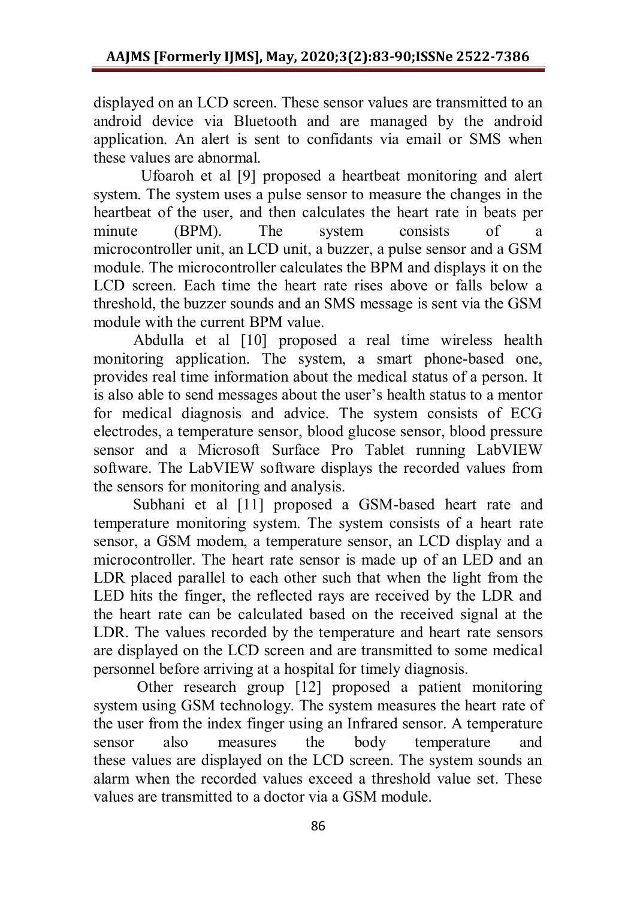displayed on an LCD screen. These sensor values are transmitted to an android device via Bluetooth and are managed by the android application. An alert is sent to confidants via email or SMS when these values are abnormal.

Ufoaroh et al [9] proposed a heartbeat monitoring and alert system. The system uses a pulse sensor to measure the changes in the heartbeat of the user, and then calculates the heart rate in beats per minute (BPM). The system consists of a microcontroller unit, an LCD unit, a buzzer, a pulse sensor and a GSM module. The microcontroller calculates the BPM and displays it on the LCD screen. Each time the heart rate rises above or falls below a threshold, the buzzer sounds and an SMS message is sent via the GSM module with the current BPM value.

Abdulla et al [10] proposed a real time wireless health monitoring application. The system, a smart phone-based one, provides real time information about the medical status of a person. It is also able to send messages about the user's health status to a mentor for medical diagnosis and advice. The system consists of ECG electrodes, a temperature sensor, blood glucose sensor, blood pressure sensor and a Microsoft Surface Pro Tablet running LabVIEW software. The LabVIEW software displays the recorded values from the sensors for monitoring and analysis.

Subhani et al [11] proposed a GSM-based heart rate and temperature monitoring system. The system consists of a heart rate sensor, a GSM modem, a temperature sensor, an LCD display and a microcontroller. The heart rate sensor is made up of an LED and an LDR placed parallel to each other such that when the light from the LED hits the finger, the reflected rays are received by the LDR and the heart rate can be calculated based on the received signal at the LDR. The values recorded by the temperature and heart rate sensors are displayed on the LCD screen and are transmitted to some medical personnel before arriving at a hospital for timely diagnosis.

Other research group [12] proposed a patient monitoring system using GSM technology. The system measures the heart rate of the user from the index finger using an Infrared sensor. A temperature sensor also measures the body temperature and these values are displayed on the LCD screen. The system sounds an alarm when the recorded values exceed a threshold value set. These values are transmitted to a doctor via a GSM module.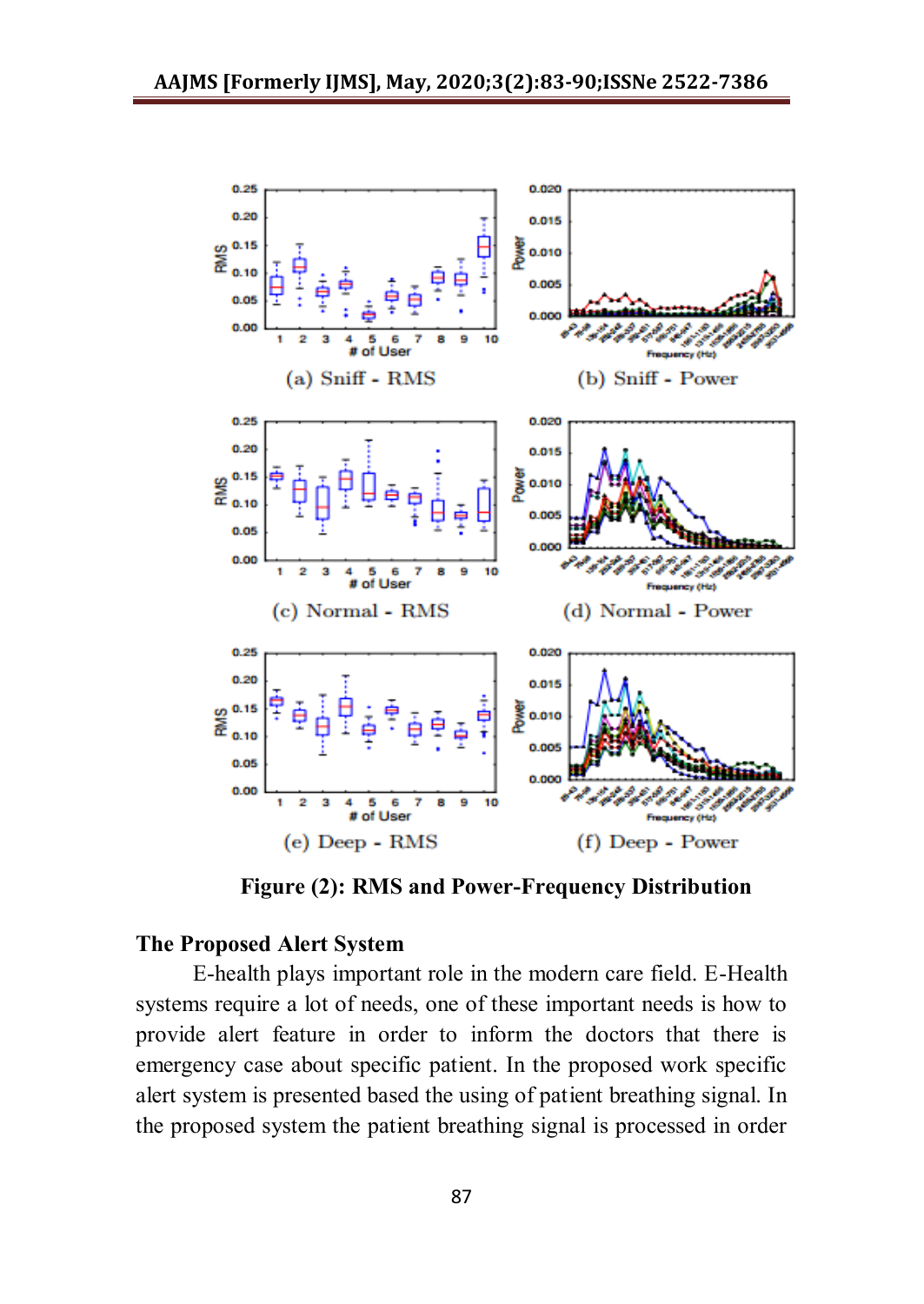(a) Sniff - RMS

(b) Sniff - Power

(c) Normal - RMS

(d) Normal - Power

(e) Deep - RMS

(f) Deep - Power

**Figure (2): RMS and Power-Frequency Distribution**

## The Proposed Alert System

E-health plays important role in the modern care field. E-Health systems require a lot of needs, one of these important needs is how to provide alert feature in order to inform the doctors that there is emergency case about specific patient. In the proposed work specific alert system is presented based the using of patient breathing signal. In the proposed system the patient breathing signal is processed in order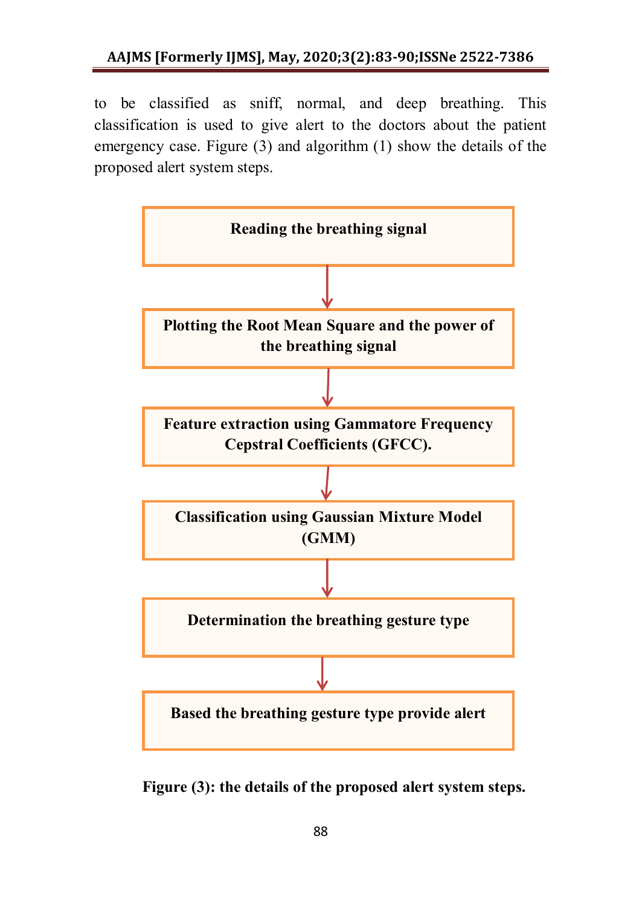to be classified as sniff, normal, and deep breathing. This classification is used to give alert to the doctors about the patient emergency case. Figure (3) and algorithm (1) show the details of the proposed alert system steps.

**Reading the breathing signal**

↓

**Plotting the Root Mean Square and the power of the breathing signal**

↓

**Feature extraction using Gammatore Frequency Cepstral Coefficients (GFCC).**

↓

**Classification using Gaussian Mixture Model (GMM)**

↓

**Determination the breathing gesture type**

↓

**Based the breathing gesture type provide alert**

**Figure (3): the details of the proposed alert system steps.**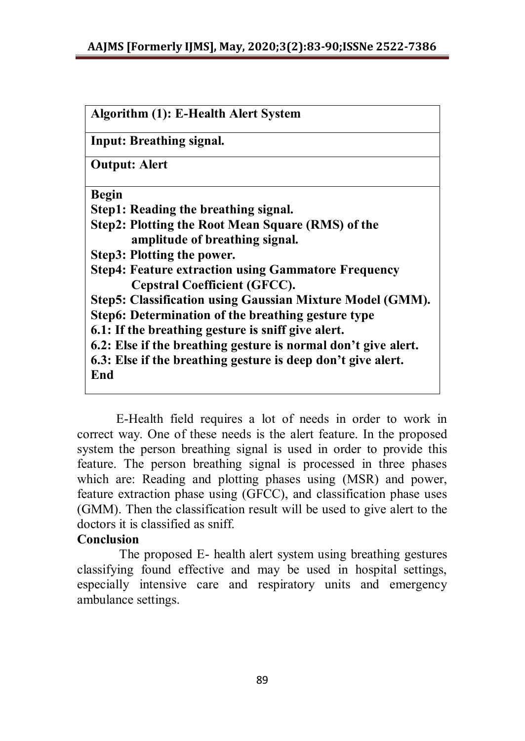| **Algorithm (1): E-Health Alert System** |
|---|
| **Input: Breathing signal.** |
| **Output: Alert** |
| **Begin**<br>**Step1: Reading the breathing signal.**<br>**Step2: Plotting the Root Mean Square (RMS) of the amplitude of breathing signal.**<br>**Step3: Plotting the power.**<br>**Step4: Feature extraction using Gammatore Frequency Cepstral Coefficient (GFCC).**<br>**Step5: Classification using Gaussian Mixture Model (GMM).**<br>**Step6: Determination of the breathing gesture type**<br>**6.1: If the breathing gesture is sniff give alert.**<br>**6.2: Else if the breathing gesture is normal don't give alert.**<br>**6.3: Else if the breathing gesture is deep don't give alert.**<br>**End** |

E-Health field requires a lot of needs in order to work in correct way. One of these needs is the alert feature. In the proposed system the person breathing signal is used in order to provide this feature. The person breathing signal is processed in three phases which are: Reading and plotting phases using (MSR) and power, feature extraction phase using (GFCC), and classification phase uses (GMM). Then the classification result will be used to give alert to the doctors it is classified as sniff.

## Conclusion

The proposed E- health alert system using breathing gestures classifying found effective and may be used in hospital settings, especially intensive care and respiratory units and emergency ambulance settings.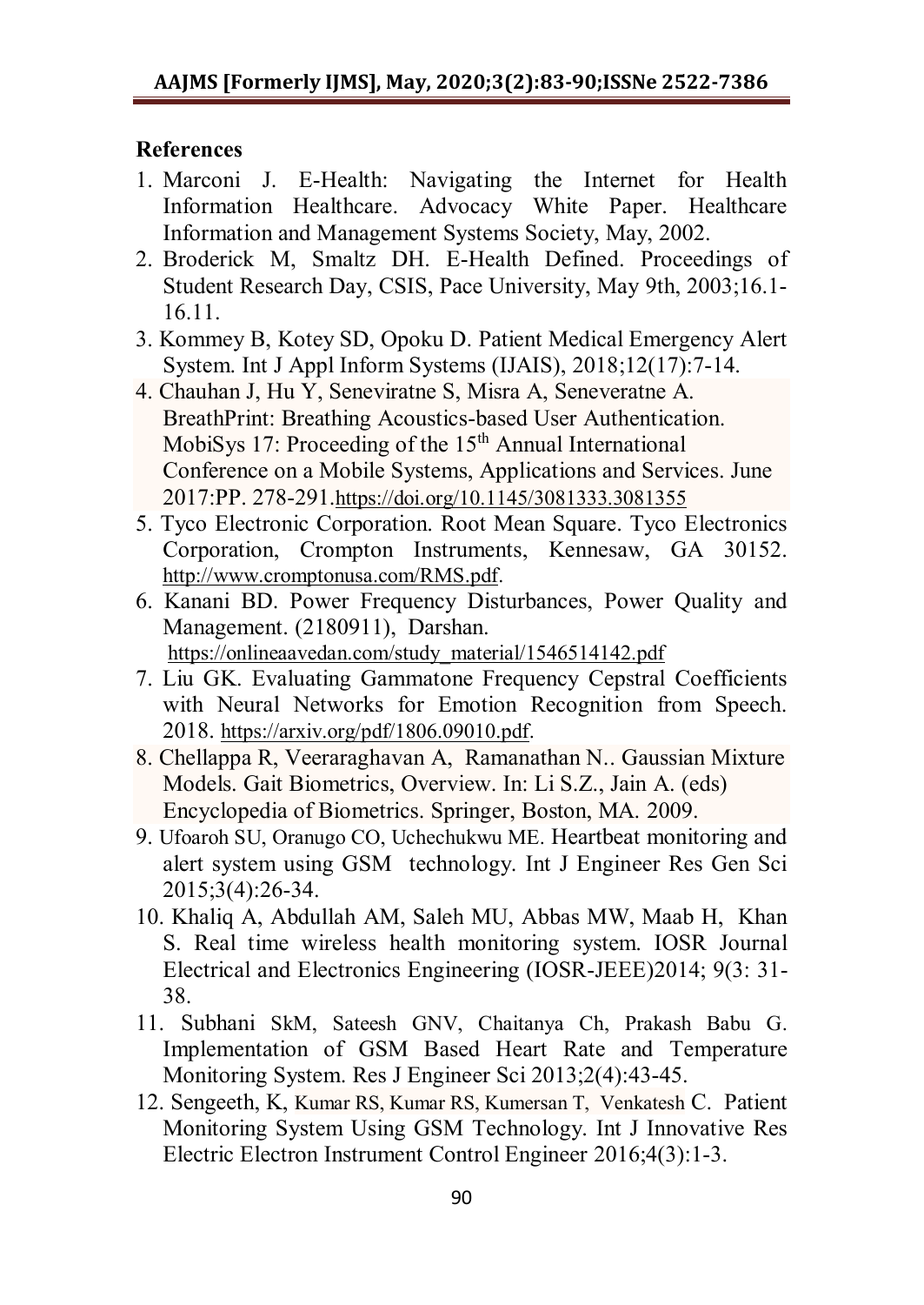### References

1. Marconi J. E-Health: Navigating the Internet for Health Information Healthcare. Advocacy White Paper. Healthcare Information and Management Systems Society, May, 2002.
2. Broderick M, Smaltz DH. E-Health Defined. Proceedings of Student Research Day, CSIS, Pace University, May 9th, 2003;16.1-16.11.
3. Kommey B, Kotey SD, Opoku D. Patient Medical Emergency Alert System. Int J Appl Inform Systems (IJAIS), 2018;12(17):7-14.
4. Chauhan J, Hu Y, Seneviratne S, Misra A, Seneveratne A. BreathPrint: Breathing Acoustics-based User Authentication. MobiSys 17: Proceeding of the 15th Annual International Conference on a Mobile Systems, Applications and Services. June 2017:PP. 278-291.https://doi.org/10.1145/3081333.3081355
5. Tyco Electronic Corporation. Root Mean Square. Tyco Electronics Corporation, Crompton Instruments, Kennesaw, GA 30152. http://www.cromptonusa.com/RMS.pdf.
6. Kanani BD. Power Frequency Disturbances, Power Quality and Management. (2180911), Darshan. https://onlineaavedan.com/study_material/1546514142.pdf
7. Liu GK. Evaluating Gammatone Frequency Cepstral Coefficients with Neural Networks for Emotion Recognition from Speech. 2018. https://arxiv.org/pdf/1806.09010.pdf.
8. Chellappa R, Veeraraghavan A, Ramanathan N.. Gaussian Mixture Models. Gait Biometrics, Overview. In: Li S.Z., Jain A. (eds) Encyclopedia of Biometrics. Springer, Boston, MA. 2009.
9. Ufoaroh SU, Oranugo CO, Uchechukwu ME. Heartbeat monitoring and alert system using GSM technology. Int J Engineer Res Gen Sci 2015;3(4):26-34.
10. Khaliq A, Abdullah AM, Saleh MU, Abbas MW, Maab H, Khan S. Real time wireless health monitoring system. IOSR Journal Electrical and Electronics Engineering (IOSR-JEEE)2014; 9(3: 31-38.
11. Subhani SkM, Sateesh GNV, Chaitanya Ch, Prakash Babu G. Implementation of GSM Based Heart Rate and Temperature Monitoring System. Res J Engineer Sci 2013;2(4):43-45.
12. Sengeeth, K, Kumar RS, Kumar RS, Kumersan T, Venkatesh C. Patient Monitoring System Using GSM Technology. Int J Innovative Res Electric Electron Instrument Control Engineer 2016;4(3):1-3.